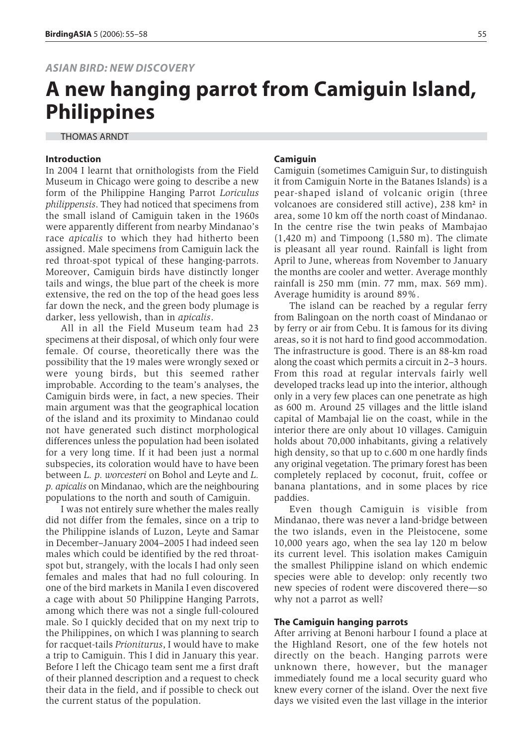*ASIAN BIRD: NEW DISCOVERY*

# A new hanging parrot from Camiguin Island, Philippines

THOMAS ARNDT

## Introduction

In 2004 I learnt that ornithologists from the Field Museum in Chicago were going to describe a new form of the Philippine Hanging Parrot *Loriculus philippensis*. They had noticed that specimens from the small island of Camiguin taken in the 1960s were apparently different from nearby Mindanao's race *apicalis* to which they had hitherto been assigned. Male specimens from Camiguin lack the red throat-spot typical of these hanging-parrots. Moreover, Camiguin birds have distinctly longer tails and wings, the blue part of the cheek is more extensive, the red on the top of the head goes less far down the neck, and the green body plumage is darker, less yellowish, than in *apicalis*.

All in all the Field Museum team had 23 specimens at their disposal, of which only four were female. Of course, theoretically there was the possibility that the 19 males were wrongly sexed or were young birds, but this seemed rather improbable. According to the team's analyses, the Camiguin birds were, in fact, a new species. Their main argument was that the geographical location of the island and its proximity to Mindanao could not have generated such distinct morphological differences unless the population had been isolated for a very long time. If it had been just a normal subspecies, its coloration would have to have been between *L. p. worcesteri* on Bohol and Leyte and *L. p. apicalis* on Mindanao, which are the neighbouring populations to the north and south of Camiguin.

I was not entirely sure whether the males really did not differ from the females, since on a trip to the Philippine islands of Luzon, Leyte and Samar in December–January 2004–2005 I had indeed seen males which could be identified by the red throat-spot but, strangely, with the locals I had only seen females and males that had no full colouring. In one of the bird markets in Manila I even discovered a cage with about 50 Philippine Hanging Parrots, among which there was not a single full-coloured male. So I quickly decided that on my next trip to the Philippines, on which I was planning to search for racquet-tails *Prioniturus*, I would have to make a trip to Camiguin. This I did in January this year. Before I left the Chicago team sent me a first draft of their planned description and a request to check their data in the field, and if possible to check out the current status of the population.

## Camiguin

Camiguin (sometimes Camiguin Sur, to distinguish it from Camiguin Norte in the Batanes Islands) is a pear-shaped island of volcanic origin (three volcanoes are considered still active), 238 km² in area, some 10 km off the north coast of Mindanao. In the centre rise the twin peaks of Mambajao (1,420 m) and Timpoong (1,580 m). The climate is pleasant all year round. Rainfall is light from April to June, whereas from November to January the months are cooler and wetter. Average monthly rainfall is 250 mm (min. 77 mm, max. 569 mm). Average humidity is around 89%.

The island can be reached by a regular ferry from Balingoan on the north coast of Mindanao or by ferry or air from Cebu. It is famous for its diving areas, so it is not hard to find good accommodation. The infrastructure is good. There is an 88-km road along the coast which permits a circuit in 2–3 hours. From this road at regular intervals fairly well developed tracks lead up into the interior, although only in a very few places can one penetrate as high as 600 m. Around 25 villages and the little island capital of Mambajal lie on the coast, while in the interior there are only about 10 villages. Camiguin holds about 70,000 inhabitants, giving a relatively high density, so that up to c.600 m one hardly finds any original vegetation. The primary forest has been completely replaced by coconut, fruit, coffee or banana plantations, and in some places by rice paddies.

Even though Camiguin is visible from Mindanao, there was never a land-bridge between the two islands, even in the Pleistocene, some 10,000 years ago, when the sea lay 120 m below its current level. This isolation makes Camiguin the smallest Philippine island on which endemic species were able to develop: only recently two new species of rodent were discovered there—so why not a parrot as well?

## The Camiguin hanging parrots

After arriving at Benoni harbour I found a place at the Highland Resort, one of the few hotels not directly on the beach. Hanging parrots were unknown there, however, but the manager immediately found me a local security guard who knew every corner of the island. Over the next five days we visited even the last village in the interior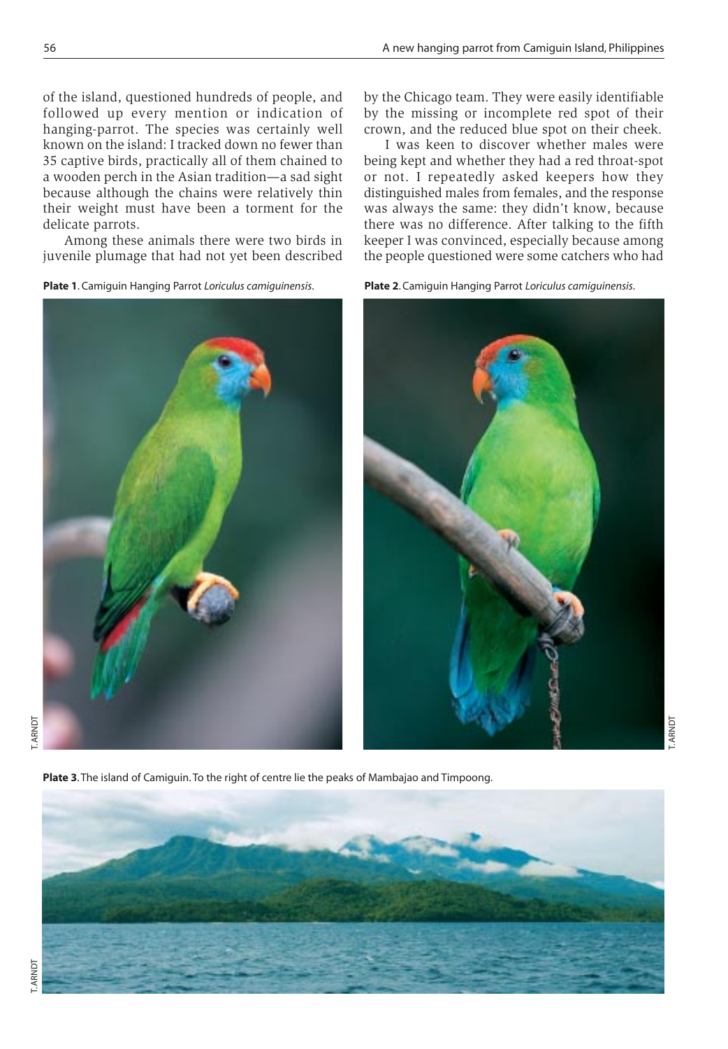of the island, questioned hundreds of people, and followed up every mention or indication of hanging-parrot. The species was certainly well known on the island: I tracked down no fewer than 35 captive birds, practically all of them chained to a wooden perch in the Asian tradition—a sad sight because although the chains were relatively thin their weight must have been a torment for the delicate parrots.

Among these animals there were two birds in juvenile plumage that had not yet been described by the Chicago team. They were easily identifiable by the missing or incomplete red spot of their crown, and the reduced blue spot on their cheek.

I was keen to discover whether males were being kept and whether they had a red throat-spot or not. I repeatedly asked keepers how they distinguished males from females, and the response was always the same: they didn't know, because there was no difference. After talking to the fifth keeper I was convinced, especially because among the people questioned were some catchers who had

**Plate 1**. Camiguin Hanging Parrot *Loriculus camiguinensis*.

**Plate 2**. Camiguin Hanging Parrot *Loriculus camiguinensis*.

**Plate 3**. The island of Camiguin. To the right of centre lie the peaks of Mambajao and Timpoong.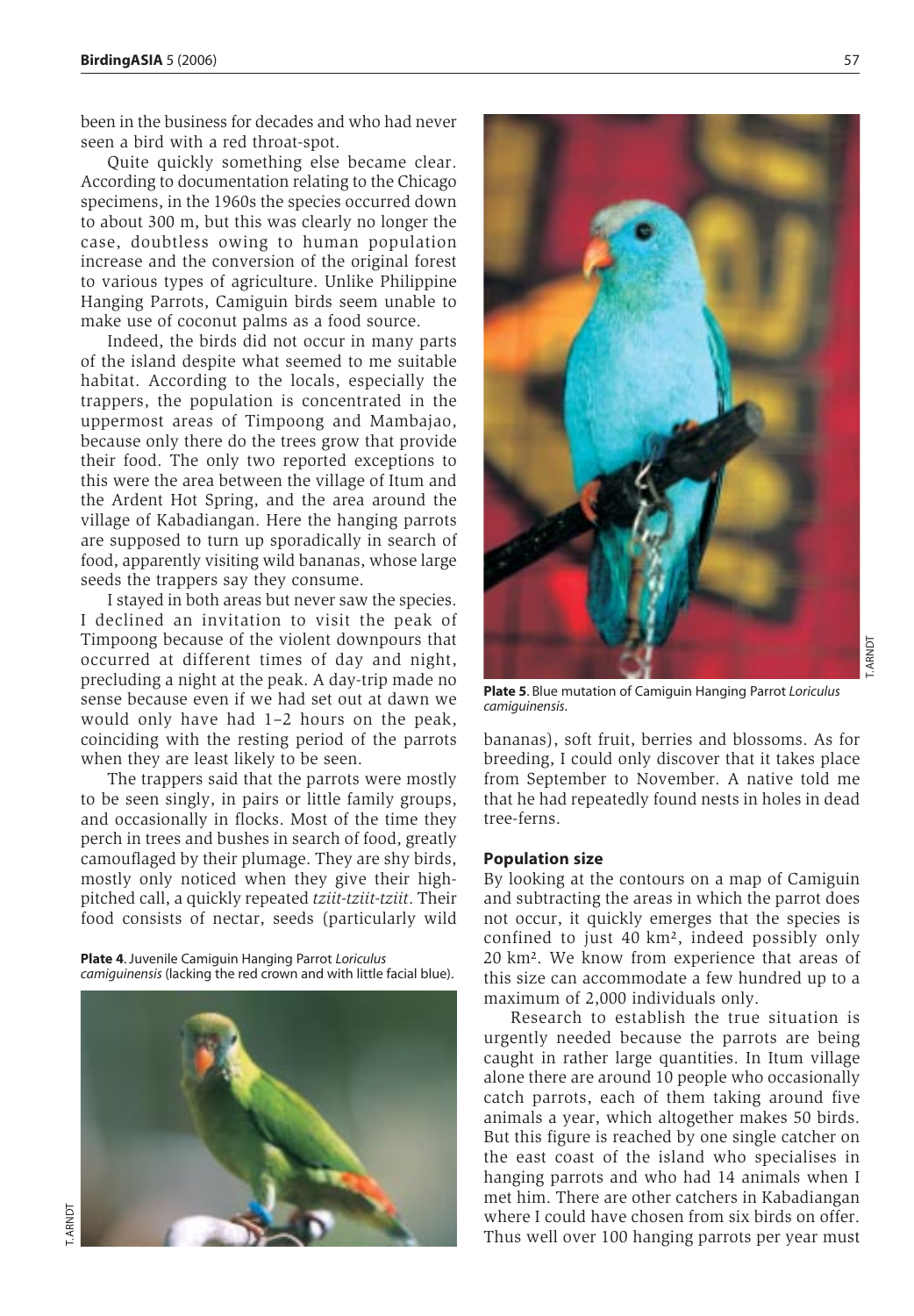been in the business for decades and who had never seen a bird with a red throat-spot.

Quite quickly something else became clear. According to documentation relating to the Chicago specimens, in the 1960s the species occurred down to about 300 m, but this was clearly no longer the case, doubtless owing to human population increase and the conversion of the original forest to various types of agriculture. Unlike Philippine Hanging Parrots, Camiguin birds seem unable to make use of coconut palms as a food source.

Indeed, the birds did not occur in many parts of the island despite what seemed to me suitable habitat. According to the locals, especially the trappers, the population is concentrated in the uppermost areas of Timpoong and Mambajao, because only there do the trees grow that provide their food. The only two reported exceptions to this were the area between the village of Itum and the Ardent Hot Spring, and the area around the village of Kabadiangan. Here the hanging parrots are supposed to turn up sporadically in search of food, apparently visiting wild bananas, whose large seeds the trappers say they consume.

I stayed in both areas but never saw the species. I declined an invitation to visit the peak of Timpoong because of the violent downpours that occurred at different times of day and night, precluding a night at the peak. A day-trip made no sense because even if we had set out at dawn we would only have had 1–2 hours on the peak, coinciding with the resting period of the parrots when they are least likely to be seen.

The trappers said that the parrots were mostly to be seen singly, in pairs or little family groups, and occasionally in flocks. Most of the time they perch in trees and bushes in search of food, greatly camouflaged by their plumage. They are shy birds, mostly only noticed when they give their high-pitched call, a quickly repeated *tziit-tziit-tziit*. Their food consists of nectar, seeds (particularly wild bananas), soft fruit, berries and blossoms. As for breeding, I could only discover that it takes place from September to November. A native told me that he had repeatedly found nests in holes in dead tree-ferns.

**Plate 4**. Juvenile Camiguin Hanging Parrot *Loriculus camiguinensis* (lacking the red crown and with little facial blue).

T. ARNDT

**Plate 5**. Blue mutation of Camiguin Hanging Parrot *Loriculus camiguinensis*.

T. ARNDT

#### Population size

By looking at the contours on a map of Camiguin and subtracting the areas in which the parrot does not occur, it quickly emerges that the species is confined to just 40 km², indeed possibly only 20 km². We know from experience that areas of this size can accommodate a few hundred up to a maximum of 2,000 individuals only.

Research to establish the true situation is urgently needed because the parrots are being caught in rather large quantities. In Itum village alone there are around 10 people who occasionally catch parrots, each of them taking around five animals a year, which altogether makes 50 birds. But this figure is reached by one single catcher on the east coast of the island who specialises in hanging parrots and who had 14 animals when I met him. There are other catchers in Kabadiangan where I could have chosen from six birds on offer. Thus well over 100 hanging parrots per year must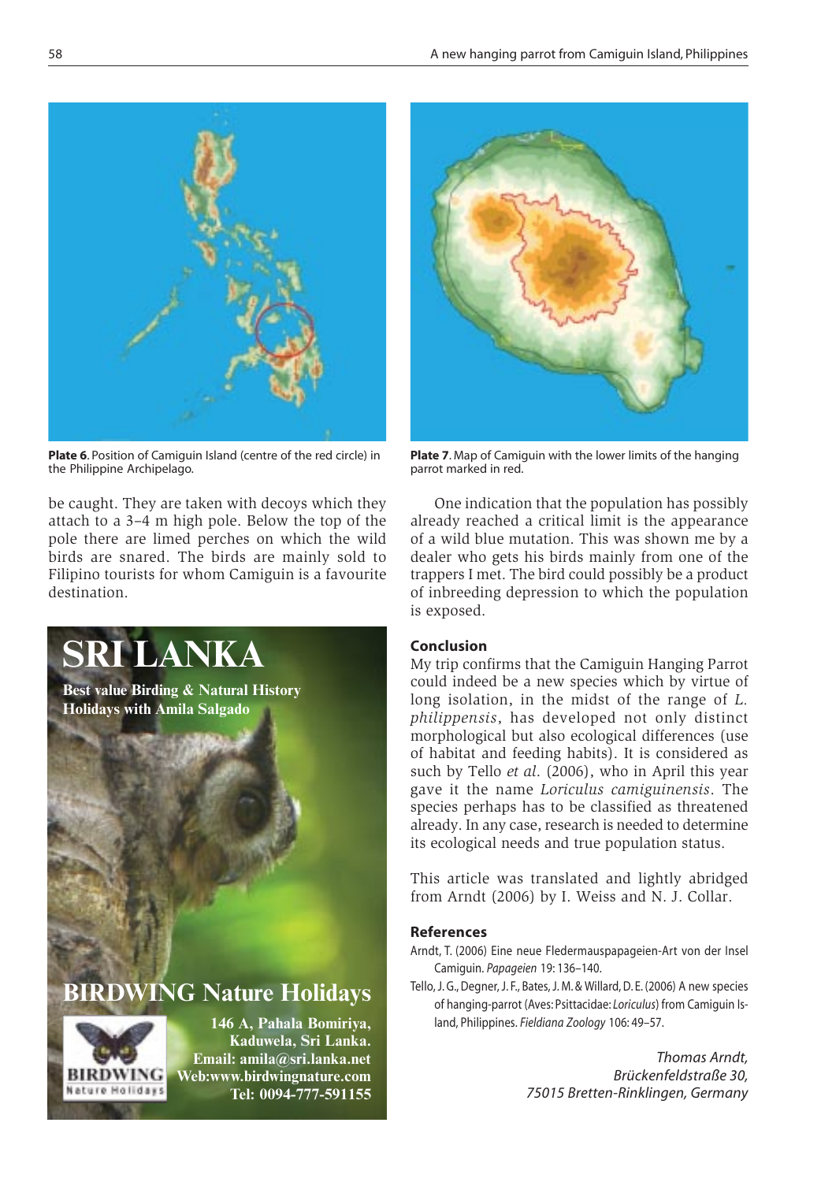**Plate 6**. Position of Camiguin Island (centre of the red circle) in the Philippine Archipelago.

**Plate 7**. Map of Camiguin with the lower limits of the hanging parrot marked in red.

be caught. They are taken with decoys which they attach to a 3–4 m high pole. Below the top of the pole there are limed perches on which the wild birds are snared. The birds are mainly sold to Filipino tourists for whom Camiguin is a favourite destination.

SRI LANKA

Best value Birding & Natural History Holidays with Amila Salgado

BIRDWING Nature Holidays

146 A, Pahala Bomiriya, Kaduwela, Sri Lanka.
Email: amila@sri.lanka.net
Web:www.birdwingnature.com
Tel: 0094-777-591155

One indication that the population has possibly already reached a critical limit is the appearance of a wild blue mutation. This was shown me by a dealer who gets his birds mainly from one of the trappers I met. The bird could possibly be a product of inbreeding depression to which the population is exposed.

### Conclusion

My trip confirms that the Camiguin Hanging Parrot could indeed be a new species which by virtue of long isolation, in the midst of the range of *L. philippensis*, has developed not only distinct morphological but also ecological differences (use of habitat and feeding habits). It is considered as such by Tello *et al.* (2006), who in April this year gave it the name *Loriculus camiguinensis*. The species perhaps has to be classified as threatened already. In any case, research is needed to determine its ecological needs and true population status.

This article was translated and lightly abridged from Arndt (2006) by I. Weiss and N. J. Collar.

### References

Arndt, T. (2006) Eine neue Fledermauspapageien-Art von der Insel Camiguin. *Papageien* 19: 136–140.

Tello, J. G., Degner, J. F., Bates, J. M. & Willard, D. E. (2006) A new species of hanging-parrot (Aves: Psittacidae: *Loriculus*) from Camiguin Island, Philippines. *Fieldiana Zoology* 106: 49–57.

*Thomas Arndt,*
*Brückenfeldstraße 30,*
*75015 Bretten-Rinklingen, Germany*